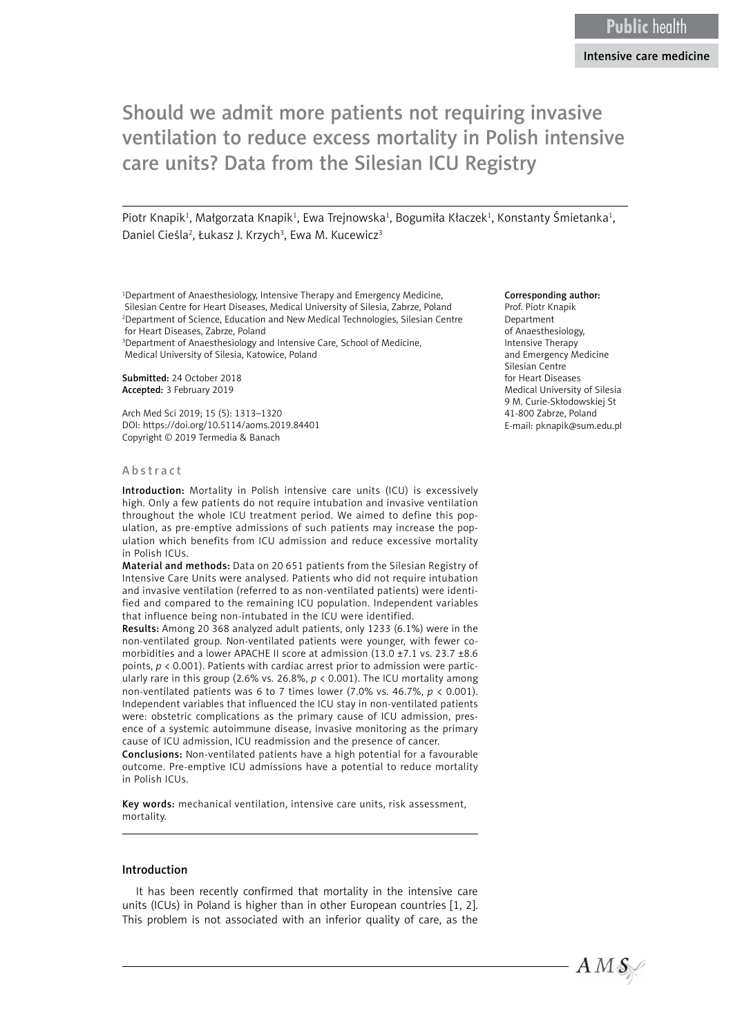Public health

Intensive care medicine

# Should we admit more patients not requiring invasive ventilation to reduce excess mortality in Polish intensive care units? Data from the Silesian ICU Registry

Piotr Knapik[1], Małgorzata Knapik[1], Ewa Trejnowska[1], Bogumiła Kłaczek[1], Konstanty Śmietanka[1], Daniel Cieśla[2], Łukasz J. Krzych[3], Ewa M. Kucewicz[3]

[1]Department of Anaesthesiology, Intensive Therapy and Emergency Medicine, Silesian Centre for Heart Diseases, Medical University of Silesia, Zabrze, Poland
[2]Department of Science, Education and New Medical Technologies, Silesian Centre for Heart Diseases, Zabrze, Poland
[3]Department of Anaesthesiology and Intensive Care, School of Medicine, Medical University of Silesia, Katowice, Poland

**Submitted:** 24 October 2018
**Accepted:** 3 February 2019

Arch Med Sci 2019; 15 (5): 1313–1320
DOI: https://doi.org/10.5114/aoms.2019.84401
Copyright © 2019 Termedia & Banach

**Corresponding author:**
Prof. Piotr Knapik
Department of Anaesthesiology, Intensive Therapy and Emergency Medicine
Silesian Centre for Heart Diseases
Medical University of Silesia
9 M. Curie-Skłodowskiej St
41-800 Zabrze, Poland
E-mail: pknapik@sum.edu.pl

## Abstract

**Introduction:** Mortality in Polish intensive care units (ICU) is excessively high. Only a few patients do not require intubation and invasive ventilation throughout the whole ICU treatment period. We aimed to define this population, as pre-emptive admissions of such patients may increase the population which benefits from ICU admission and reduce excessive mortality in Polish ICUs.

**Material and methods:** Data on 20 651 patients from the Silesian Registry of Intensive Care Units were analysed. Patients who did not require intubation and invasive ventilation (referred to as non-ventilated patients) were identified and compared to the remaining ICU population. Independent variables that influence being non-intubated in the ICU were identified.

**Results:** Among 20 368 analyzed adult patients, only 1233 (6.1%) were in the non-ventilated group. Non-ventilated patients were younger, with fewer comorbidities and a lower APACHE II score at admission (13.0 ±7.1 vs. 23.7 ±8.6 points, $p < 0.001$). Patients with cardiac arrest prior to admission were particularly rare in this group (2.6% vs. 26.8%, $p < 0.001$). The ICU mortality among non-ventilated patients was 6 to 7 times lower (7.0% vs. 46.7%, $p < 0.001$). Independent variables that influenced the ICU stay in non-ventilated patients were: obstetric complications as the primary cause of ICU admission, presence of a systemic autoimmune disease, invasive monitoring as the primary cause of ICU admission, ICU readmission and the presence of cancer.

**Conclusions:** Non-ventilated patients have a high potential for a favourable outcome. Pre-emptive ICU admissions have a potential to reduce mortality in Polish ICUs.

**Key words:** mechanical ventilation, intensive care units, risk assessment, mortality.

## Introduction

It has been recently confirmed that mortality in the intensive care units (ICUs) in Poland is higher than in other European countries [1, 2]. This problem is not associated with an inferior quality of care, as the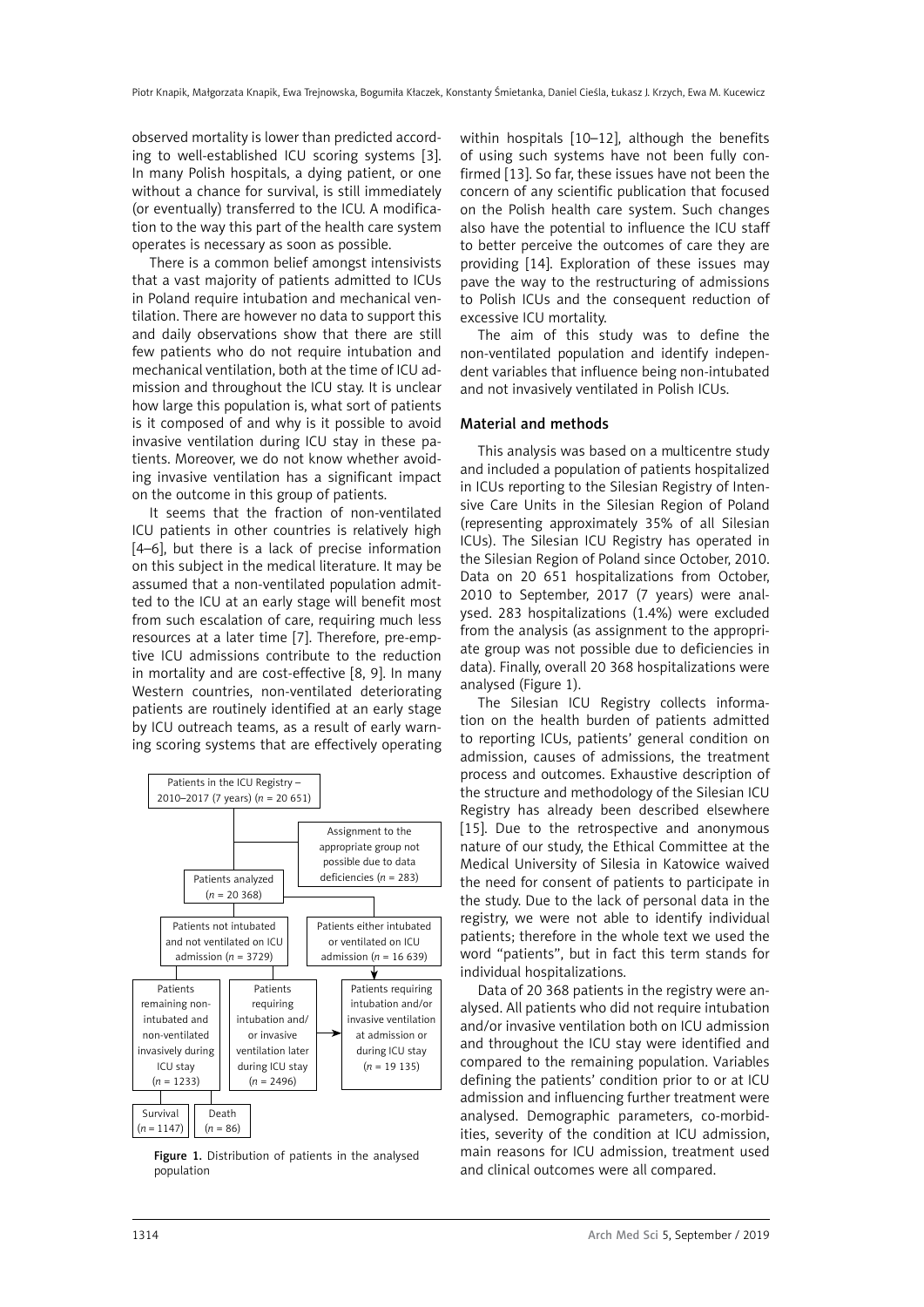observed mortality is lower than predicted according to well-established ICU scoring systems [3]. In many Polish hospitals, a dying patient, or one without a chance for survival, is still immediately (or eventually) transferred to the ICU. A modification to the way this part of the health care system operates is necessary as soon as possible.

There is a common belief amongst intensivists that a vast majority of patients admitted to ICUs in Poland require intubation and mechanical ventilation. There are however no data to support this and daily observations show that there are still few patients who do not require intubation and mechanical ventilation, both at the time of ICU admission and throughout the ICU stay. It is unclear how large this population is, what sort of patients is it composed of and why is it possible to avoid invasive ventilation during ICU stay in these patients. Moreover, we do not know whether avoiding invasive ventilation has a significant impact on the outcome in this group of patients.

It seems that the fraction of non-ventilated ICU patients in other countries is relatively high [4–6], but there is a lack of precise information on this subject in the medical literature. It may be assumed that a non-ventilated population admitted to the ICU at an early stage will benefit most from such escalation of care, requiring much less resources at a later time [7]. Therefore, pre-emptive ICU admissions contribute to the reduction in mortality and are cost-effective [8, 9]. In many Western countries, non-ventilated deteriorating patients are routinely identified at an early stage by ICU outreach teams, as a result of early warning scoring systems that are effectively operating within hospitals [10–12], although the benefits of using such systems have not been fully confirmed [13]. So far, these issues have not been the concern of any scientific publication that focused on the Polish health care system. Such changes also have the potential to influence the ICU staff to better perceive the outcomes of care they are providing [14]. Exploration of these issues may pave the way to the restructuring of admissions to Polish ICUs and the consequent reduction of excessive ICU mortality.

The aim of this study was to define the non-ventilated population and identify independent variables that influence being non-intubated and not invasively ventilated in Polish ICUs.

Patients in the ICU Registry – 2010–2017 (7 years) (*n* = 20 651)

Assignment to the appropriate group not possible due to data deficiencies (*n* = 283)

Patients analyzed (*n* = 20 368)

Patients not intubated and not ventilated on ICU admission (*n* = 3729)

Patients either intubated or ventilated on ICU admission (*n* = 16 639)

Patients remaining non-intubated and non-ventilated invasively during ICU stay (*n* = 1233)

Patients requiring intubation and/or invasive ventilation later during ICU stay (*n* = 2496)

Patients requiring intubation and/or invasive ventilation at admission or during ICU stay (*n* = 19 135)

Survival (*n* = 1147)

Death (*n* = 86)

**Figure 1.** Distribution of patients in the analysed population

## Material and methods

This analysis was based on a multicentre study and included a population of patients hospitalized in ICUs reporting to the Silesian Registry of Intensive Care Units in the Silesian Region of Poland (representing approximately 35% of all Silesian ICUs). The Silesian ICU Registry has operated in the Silesian Region of Poland since October, 2010. Data on 20 651 hospitalizations from October, 2010 to September, 2017 (7 years) were analysed. 283 hospitalizations (1.4%) were excluded from the analysis (as assignment to the appropriate group was not possible due to deficiencies in data). Finally, overall 20 368 hospitalizations were analysed (Figure 1).

The Silesian ICU Registry collects information on the health burden of patients admitted to reporting ICUs, patients' general condition on admission, causes of admissions, the treatment process and outcomes. Exhaustive description of the structure and methodology of the Silesian ICU Registry has already been described elsewhere [15]. Due to the retrospective and anonymous nature of our study, the Ethical Committee at the Medical University of Silesia in Katowice waived the need for consent of patients to participate in the study. Due to the lack of personal data in the registry, we were not able to identify individual patients; therefore in the whole text we used the word "patients", but in fact this term stands for individual hospitalizations.

Data of 20 368 patients in the registry were analysed. Patients who did not require intubation and/or invasive ventilation both on ICU admission and throughout the ICU stay were identified and compared to the remaining population. Variables defining the patients' condition prior to or at ICU admission and influencing further treatment were analysed. Demographic parameters, co-morbidities, severity of the condition at ICU admission, main reasons for ICU admission, treatment used and clinical outcomes were all compared.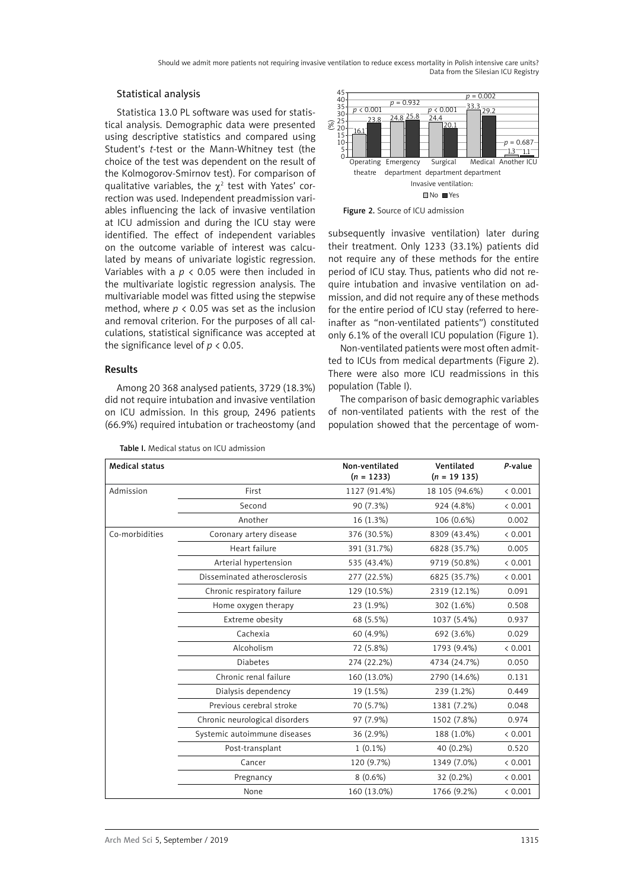## Statistical analysis

Statistica 13.0 PL software was used for statistical analysis. Demographic data were presented using descriptive statistics and compared using Student's *t*-test or the Mann-Whitney test (the choice of the test was dependent on the result of the Kolmogorov-Smirnov test). For comparison of qualitative variables, the $\chi^2$ test with Yates' correction was used. Independent preadmission variables influencing the lack of invasive ventilation at ICU admission and during the ICU stay were identified. The effect of independent variables on the outcome variable of interest was calculated by means of univariate logistic regression. Variables with a $p < 0.05$ were then included in the multivariate logistic regression analysis. The multivariable model was fitted using the stepwise method, where $p < 0.05$ was set as the inclusion and removal criterion. For the purposes of all calculations, statistical significance was accepted at the significance level of $p < 0.05$.

## Results

Among 20 368 analysed patients, 3729 (18.3%) did not require intubation and invasive ventilation on ICU admission. In this group, 2496 patients (66.9%) required intubation or tracheostomy (and subsequently invasive ventilation) later during their treatment. Only 1233 (33.1%) patients did not require any of these methods for the entire period of ICU stay. Thus, patients who did not require intubation and invasive ventilation on admission, and did not require any of these methods for the entire period of ICU stay (referred to hereinafter as "non-ventilated patients") constituted only 6.1% of the overall ICU population (Figure 1).

Non-ventilated patients were most often admitted to ICUs from medical departments (Figure 2). There were also more ICU readmissions in this population (Table I).

The comparison of basic demographic variables of non-ventilated patients with the rest of the population showed that the percentage of wom-

| Source of ICU admission | Invasive ventilation: No (%) | Invasive ventilation: Yes (%) | *p*-value |
|---|---|---|---|
| Operating theatre | 16.1 | 23.8 | < 0.001 |
| Emergency department | 24.8 | 25.8 | 0.932 |
| Surgical department | 24.4 | 20.1 | < 0.001 |
| Medical department | 33.3 | 29.2 | 0.002 |
| Another ICU | 1.3 | 1.1 | 0.687 |

Figure 2. Source of ICU admission

Table I. Medical status on ICU admission

| Medical status | | Non-ventilated ($n$ = 1233) | Ventilated ($n$ = 19 135) | *P*-value |
|---|---|---|---|---|
| Admission | First | 1127 (91.4%) | 18 105 (94.6%) | < 0.001 |
| | Second | 90 (7.3%) | 924 (4.8%) | < 0.001 |
| | Another | 16 (1.3%) | 106 (0.6%) | 0.002 |
| Co-morbidities | Coronary artery disease | 376 (30.5%) | 8309 (43.4%) | < 0.001 |
| | Heart failure | 391 (31.7%) | 6828 (35.7%) | 0.005 |
| | Arterial hypertension | 535 (43.4%) | 9719 (50.8%) | < 0.001 |
| | Disseminated atherosclerosis | 277 (22.5%) | 6825 (35.7%) | < 0.001 |
| | Chronic respiratory failure | 129 (10.5%) | 2319 (12.1%) | 0.091 |
| | Home oxygen therapy | 23 (1.9%) | 302 (1.6%) | 0.508 |
| | Extreme obesity | 68 (5.5%) | 1037 (5.4%) | 0.937 |
| | Cachexia | 60 (4.9%) | 692 (3.6%) | 0.029 |
| | Alcoholism | 72 (5.8%) | 1793 (9.4%) | < 0.001 |
| | Diabetes | 274 (22.2%) | 4734 (24.7%) | 0.050 |
| | Chronic renal failure | 160 (13.0%) | 2790 (14.6%) | 0.131 |
| | Dialysis dependency | 19 (1.5%) | 239 (1.2%) | 0.449 |
| | Previous cerebral stroke | 70 (5.7%) | 1381 (7.2%) | 0.048 |
| | Chronic neurological disorders | 97 (7.9%) | 1502 (7.8%) | 0.974 |
| | Systemic autoimmune diseases | 36 (2.9%) | 188 (1.0%) | < 0.001 |
| | Post-transplant | 1 (0.1%) | 40 (0.2%) | 0.520 |
| | Cancer | 120 (9.7%) | 1349 (7.0%) | < 0.001 |
| | Pregnancy | 8 (0.6%) | 32 (0.2%) | < 0.001 |
| | None | 160 (13.0%) | 1766 (9.2%) | < 0.001 |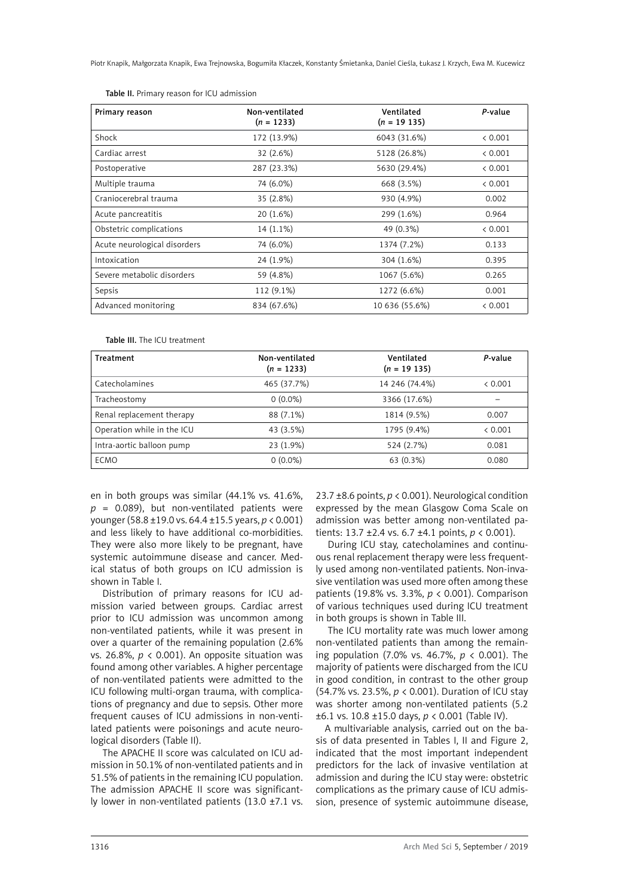Table II. Primary reason for ICU admission

| Primary reason | Non-ventilated ($n$ = 1233) | Ventilated ($n$ = 19 135) | *P*-value |
|---|---|---|---|
| Shock | 172 (13.9%) | 6043 (31.6%) | < 0.001 |
| Cardiac arrest | 32 (2.6%) | 5128 (26.8%) | < 0.001 |
| Postoperative | 287 (23.3%) | 5630 (29.4%) | < 0.001 |
| Multiple trauma | 74 (6.0%) | 668 (3.5%) | < 0.001 |
| Craniocerebral trauma | 35 (2.8%) | 930 (4.9%) | 0.002 |
| Acute pancreatitis | 20 (1.6%) | 299 (1.6%) | 0.964 |
| Obstetric complications | 14 (1.1%) | 49 (0.3%) | < 0.001 |
| Acute neurological disorders | 74 (6.0%) | 1374 (7.2%) | 0.133 |
| Intoxication | 24 (1.9%) | 304 (1.6%) | 0.395 |
| Severe metabolic disorders | 59 (4.8%) | 1067 (5.6%) | 0.265 |
| Sepsis | 112 (9.1%) | 1272 (6.6%) | 0.001 |
| Advanced monitoring | 834 (67.6%) | 10 636 (55.6%) | < 0.001 |

Table III. The ICU treatment

| Treatment | Non-ventilated ($n$ = 1233) | Ventilated ($n$ = 19 135) | *P*-value |
|---|---|---|---|
| Catecholamines | 465 (37.7%) | 14 246 (74.4%) | < 0.001 |
| Tracheostomy | 0 (0.0%) | 3366 (17.6%) | – |
| Renal replacement therapy | 88 (7.1%) | 1814 (9.5%) | 0.007 |
| Operation while in the ICU | 43 (3.5%) | 1795 (9.4%) | < 0.001 |
| Intra-aortic balloon pump | 23 (1.9%) | 524 (2.7%) | 0.081 |
| ECMO | 0 (0.0%) | 63 (0.3%) | 0.080 |

en in both groups was similar (44.1% vs. 41.6%, $p$ = 0.089), but non-ventilated patients were younger (58.8 ±19.0 vs. 64.4 ±15.5 years, $p < 0.001$) and less likely to have additional co-morbidities. They were also more likely to be pregnant, have systemic autoimmune disease and cancer. Medical status of both groups on ICU admission is shown in Table I.

Distribution of primary reasons for ICU admission varied between groups. Cardiac arrest prior to ICU admission was uncommon among non-ventilated patients, while it was present in over a quarter of the remaining population (2.6% vs. 26.8%, $p < 0.001$). An opposite situation was found among other variables. A higher percentage of non-ventilated patients were admitted to the ICU following multi-organ trauma, with complications of pregnancy and due to sepsis. Other more frequent causes of ICU admissions in non-ventilated patients were poisonings and acute neurological disorders (Table II).

The APACHE II score was calculated on ICU admission in 50.1% of non-ventilated patients and in 51.5% of patients in the remaining ICU population. The admission APACHE II score was significantly lower in non-ventilated patients (13.0 ±7.1 vs. 23.7 ±8.6 points, $p < 0.001$). Neurological condition expressed by the mean Glasgow Coma Scale on admission was better among non-ventilated patients: 13.7 ±2.4 vs. 6.7 ±4.1 points, $p < 0.001$).

During ICU stay, catecholamines and continuous renal replacement therapy were less frequently used among non-ventilated patients. Non-invasive ventilation was used more often among these patients (19.8% vs. 3.3%, $p < 0.001$). Comparison of various techniques used during ICU treatment in both groups is shown in Table III.

The ICU mortality rate was much lower among non-ventilated patients than among the remaining population (7.0% vs. 46.7%, $p < 0.001$). The majority of patients were discharged from the ICU in good condition, in contrast to the other group (54.7% vs. 23.5%, $p < 0.001$). Duration of ICU stay was shorter among non-ventilated patients (5.2 ±6.1 vs. 10.8 ±15.0 days, $p < 0.001$ (Table IV).

A multivariable analysis, carried out on the basis of data presented in Tables I, II and Figure 2, indicated that the most important independent predictors for the lack of invasive ventilation at admission and during the ICU stay were: obstetric complications as the primary cause of ICU admission, presence of systemic autoimmune disease,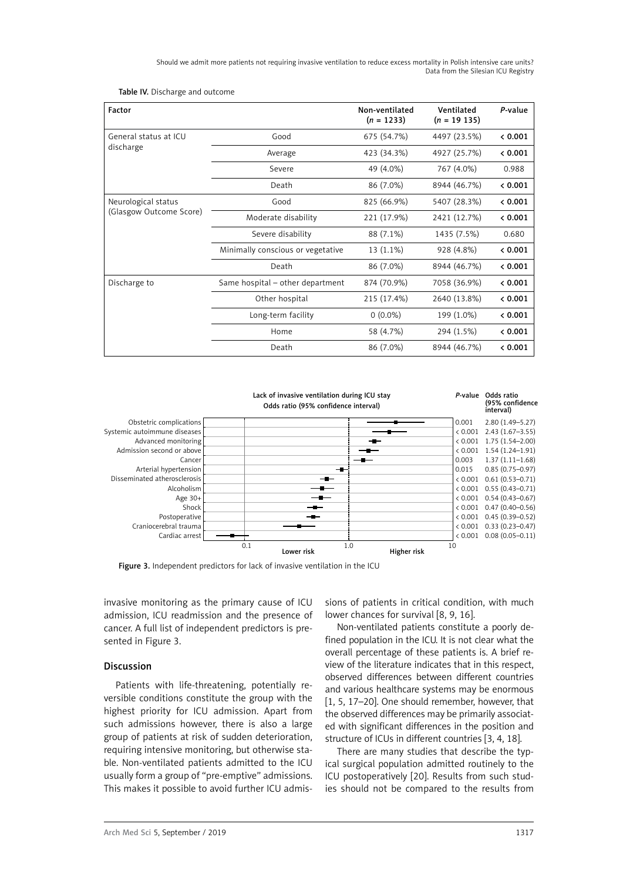**Table IV.** Discharge and outcome

| Factor | | Non-ventilated ($n$ = 1233) | Ventilated ($n$ = 19 135) | *P*-value |
|---|---|---|---|---|
| General status at ICU discharge | Good | 675 (54.7%) | 4497 (23.5%) | < 0.001 |
| | Average | 423 (34.3%) | 4927 (25.7%) | < 0.001 |
| | Severe | 49 (4.0%) | 767 (4.0%) | 0.988 |
| | Death | 86 (7.0%) | 8944 (46.7%) | < 0.001 |
| Neurological status (Glasgow Outcome Score) | Good | 825 (66.9%) | 5407 (28.3%) | < 0.001 |
| | Moderate disability | 221 (17.9%) | 2421 (12.7%) | < 0.001 |
| | Severe disability | 88 (7.1%) | 1435 (7.5%) | 0.680 |
| | Minimally conscious or vegetative | 13 (1.1%) | 928 (4.8%) | < 0.001 |
| | Death | 86 (7.0%) | 8944 (46.7%) | < 0.001 |
| Discharge to | Same hospital – other department | 874 (70.9%) | 7058 (36.9%) | < 0.001 |
| | Other hospital | 215 (17.4%) | 2640 (13.8%) | < 0.001 |
| | Long-term facility | 0 (0.0%) | 199 (1.0%) | < 0.001 |
| | Home | 58 (4.7%) | 294 (1.5%) | < 0.001 |
| | Death | 86 (7.0%) | 8944 (46.7%) | < 0.001 |

Lack of invasive ventilation during ICU stay – Odds ratio (95% confidence interval)

| | *P*-value | Odds ratio (95% confidence interval) |
|---|---|---|
| Obstetric complications | 0.001 | 2.80 (1.49–5.27) |
| Systemic autoimmune diseases | < 0.001 | 2.43 (1.67–3.55) |
| Advanced monitoring | < 0.001 | 1.75 (1.54–2.00) |
| Admission second or above | < 0.001 | 1.54 (1.24–1.91) |
| Cancer | 0.003 | 1.37 (1.11–1.68) |
| Arterial hypertension | 0.015 | 0.85 (0.75–0.97) |
| Disseminated atherosclerosis | < 0.001 | 0.61 (0.53–0.71) |
| Alcoholism | < 0.001 | 0.55 (0.43–0.71) |
| Age 30+ | < 0.001 | 0.54 (0.43–0.67) |
| Shock | < 0.001 | 0.47 (0.40–0.56) |
| Postoperative | < 0.001 | 0.45 (0.39–0.52) |
| Craniocerebral trauma | < 0.001 | 0.33 (0.23–0.47) |
| Cardiac arrest | < 0.001 | 0.08 (0.05–0.11) |

**Figure 3.** Independent predictors for lack of invasive ventilation in the ICU

invasive monitoring as the primary cause of ICU admission, ICU readmission and the presence of cancer. A full list of independent predictors is presented in Figure 3.

## Discussion

Patients with life-threatening, potentially reversible conditions constitute the group with the highest priority for ICU admission. Apart from such admissions however, there is also a large group of patients at risk of sudden deterioration, requiring intensive monitoring, but otherwise stable. Non-ventilated patients admitted to the ICU usually form a group of "pre-emptive" admissions. This makes it possible to avoid further ICU admissions of patients in critical condition, with much lower chances for survival [8, 9, 16].

Non-ventilated patients constitute a poorly defined population in the ICU. It is not clear what the overall percentage of these patients is. A brief review of the literature indicates that in this respect, observed differences between different countries and various healthcare systems may be enormous [1, 5, 17–20]. One should remember, however, that the observed differences may be primarily associated with significant differences in the position and structure of ICUs in different countries [3, 4, 18].

There are many studies that describe the typical surgical population admitted routinely to the ICU postoperatively [20]. Results from such studies should not be compared to the results from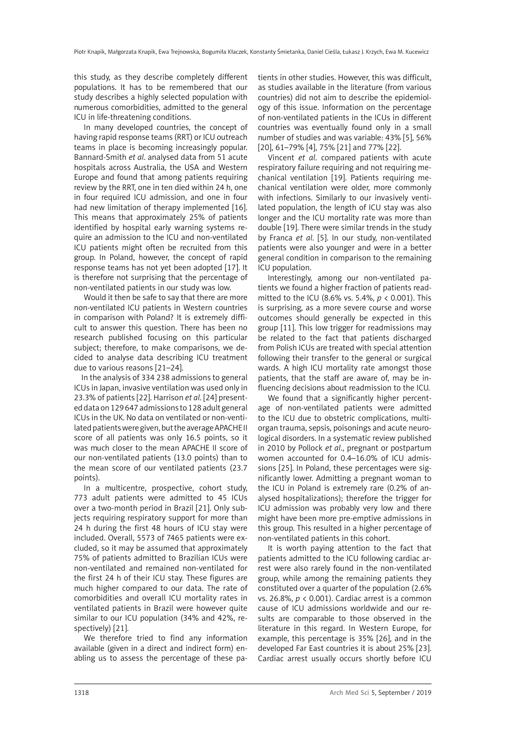this study, as they describe completely different populations. It has to be remembered that our study describes a highly selected population with numerous comorbidities, admitted to the general ICU in life-threatening conditions.

In many developed countries, the concept of having rapid response teams (RRT) or ICU outreach teams in place is becoming increasingly popular. Bannard-Smith *et al*. analysed data from 51 acute hospitals across Australia, the USA and Western Europe and found that among patients requiring review by the RRT, one in ten died within 24 h, one in four required ICU admission, and one in four had new limitation of therapy implemented [16]. This means that approximately 25% of patients identified by hospital early warning systems require an admission to the ICU and non-ventilated ICU patients might often be recruited from this group. In Poland, however, the concept of rapid response teams has not yet been adopted [17]. It is therefore not surprising that the percentage of non-ventilated patients in our study was low.

Would it then be safe to say that there are more non-ventilated ICU patients in Western countries in comparison with Poland? It is extremely difficult to answer this question. There has been no research published focusing on this particular subject; therefore, to make comparisons, we decided to analyse data describing ICU treatment due to various reasons [21–24].

In the analysis of 334 238 admissions to general ICUs in Japan, invasive ventilation was used only in 23.3% of patients [22]. Harrison *et al*. [24] presented data on 129 647 admissions to 128 adult general ICUs in the UK. No data on ventilated or non-ventilated patients were given, but the average APACHE II score of all patients was only 16.5 points, so it was much closer to the mean APACHE II score of our non-ventilated patients (13.0 points) than to the mean score of our ventilated patients (23.7 points).

In a multicentre, prospective, cohort study, 773 adult patients were admitted to 45 ICUs over a two-month period in Brazil [21]. Only subjects requiring respiratory support for more than 24 h during the first 48 hours of ICU stay were included. Overall, 5573 of 7465 patients were excluded, so it may be assumed that approximately 75% of patients admitted to Brazilian ICUs were non-ventilated and remained non-ventilated for the first 24 h of their ICU stay. These figures are much higher compared to our data. The rate of comorbidities and overall ICU mortality rates in ventilated patients in Brazil were however quite similar to our ICU population (34% and 42%, respectively) [21].

We therefore tried to find any information available (given in a direct and indirect form) enabling us to assess the percentage of these patients in other studies. However, this was difficult, as studies available in the literature (from various countries) did not aim to describe the epidemiology of this issue. Information on the percentage of non-ventilated patients in the ICUs in different countries was eventually found only in a small number of studies and was variable: 43% [5], 56% [20], 61–79% [4], 75% [21] and 77% [22].

Vincent *et al*. compared patients with acute respiratory failure requiring and not requiring mechanical ventilation [19]. Patients requiring mechanical ventilation were older, more commonly with infections. Similarly to our invasively ventilated population, the length of ICU stay was also longer and the ICU mortality rate was more than double [19]. There were similar trends in the study by Franca *et al*. [5]. In our study, non-ventilated patients were also younger and were in a better general condition in comparison to the remaining ICU population.

Interestingly, among our non-ventilated patients we found a higher fraction of patients readmitted to the ICU (8.6% vs. 5.4%, $p < 0.001$). This is surprising, as a more severe course and worse outcomes should generally be expected in this group [11]. This low trigger for readmissions may be related to the fact that patients discharged from Polish ICUs are treated with special attention following their transfer to the general or surgical wards. A high ICU mortality rate amongst those patients, that the staff are aware of, may be influencing decisions about readmission to the ICU.

We found that a significantly higher percentage of non-ventilated patients were admitted to the ICU due to obstetric complications, multiorgan trauma, sepsis, poisonings and acute neurological disorders. In a systematic review published in 2010 by Pollock *et al*., pregnant or postpartum women accounted for 0.4–16.0% of ICU admissions [25]. In Poland, these percentages were significantly lower. Admitting a pregnant woman to the ICU in Poland is extremely rare (0.2% of analysed hospitalizations); therefore the trigger for ICU admission was probably very low and there might have been more pre-emptive admissions in this group. This resulted in a higher percentage of non-ventilated patients in this cohort.

It is worth paying attention to the fact that patients admitted to the ICU following cardiac arrest were also rarely found in the non-ventilated group, while among the remaining patients they constituted over a quarter of the population (2.6% vs. 26.8%, $p < 0.001$). Cardiac arrest is a common cause of ICU admissions worldwide and our results are comparable to those observed in the literature in this regard. In Western Europe, for example, this percentage is 35% [26], and in the developed Far East countries it is about 25% [23]. Cardiac arrest usually occurs shortly before ICU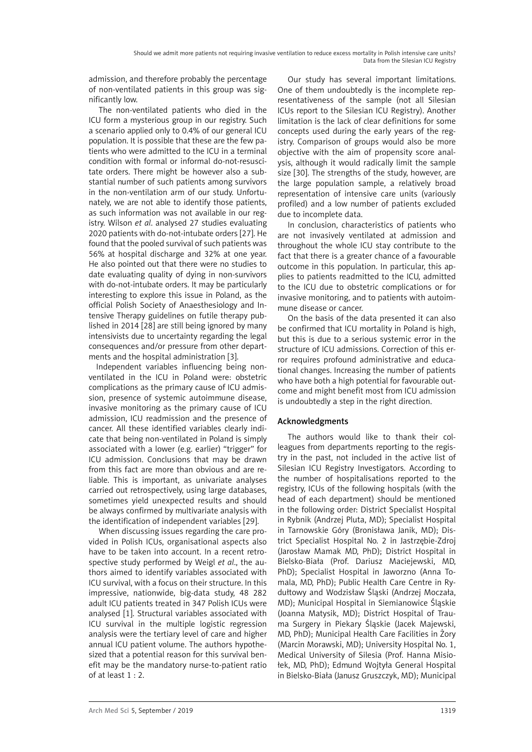admission, and therefore probably the percentage of non-ventilated patients in this group was significantly low.

The non-ventilated patients who died in the ICU form a mysterious group in our registry. Such a scenario applied only to 0.4% of our general ICU population. It is possible that these are the few patients who were admitted to the ICU in a terminal condition with formal or informal do-not-resuscitate orders. There might be however also a substantial number of such patients among survivors in the non-ventilation arm of our study. Unfortunately, we are not able to identify those patients, as such information was not available in our registry. Wilson *et al*. analysed 27 studies evaluating 2020 patients with do-not-intubate orders [27]. He found that the pooled survival of such patients was 56% at hospital discharge and 32% at one year. He also pointed out that there were no studies to date evaluating quality of dying in non-survivors with do-not-intubate orders. It may be particularly interesting to explore this issue in Poland, as the official Polish Society of Anaesthesiology and Intensive Therapy guidelines on futile therapy published in 2014 [28] are still being ignored by many intensivists due to uncertainty regarding the legal consequences and/or pressure from other departments and the hospital administration [3].

Independent variables influencing being non-ventilated in the ICU in Poland were: obstetric complications as the primary cause of ICU admission, presence of systemic autoimmune disease, invasive monitoring as the primary cause of ICU admission, ICU readmission and the presence of cancer. All these identified variables clearly indicate that being non-ventilated in Poland is simply associated with a lower (e.g. earlier) "trigger" for ICU admission. Conclusions that may be drawn from this fact are more than obvious and are reliable. This is important, as univariate analyses carried out retrospectively, using large databases, sometimes yield unexpected results and should be always confirmed by multivariate analysis with the identification of independent variables [29].

When discussing issues regarding the care provided in Polish ICUs, organisational aspects also have to be taken into account. In a recent retrospective study performed by Weigl *et al*., the authors aimed to identify variables associated with ICU survival, with a focus on their structure. In this impressive, nationwide, big-data study, 48 282 adult ICU patients treated in 347 Polish ICUs were analysed [1]. Structural variables associated with ICU survival in the multiple logistic regression analysis were the tertiary level of care and higher annual ICU patient volume. The authors hypothesized that a potential reason for this survival benefit may be the mandatory nurse-to-patient ratio of at least 1 : 2.

Our study has several important limitations. One of them undoubtedly is the incomplete representativeness of the sample (not all Silesian ICUs report to the Silesian ICU Registry). Another limitation is the lack of clear definitions for some concepts used during the early years of the registry. Comparison of groups would also be more objective with the aim of propensity score analysis, although it would radically limit the sample size [30]. The strengths of the study, however, are the large population sample, a relatively broad representation of intensive care units (variously profiled) and a low number of patients excluded due to incomplete data.

In conclusion, characteristics of patients who are not invasively ventilated at admission and throughout the whole ICU stay contribute to the fact that there is a greater chance of a favourable outcome in this population. In particular, this applies to patients readmitted to the ICU, admitted to the ICU due to obstetric complications or for invasive monitoring, and to patients with autoimmune disease or cancer.

On the basis of the data presented it can also be confirmed that ICU mortality in Poland is high, but this is due to a serious systemic error in the structure of ICU admissions. Correction of this error requires profound administrative and educational changes. Increasing the number of patients who have both a high potential for favourable outcome and might benefit most from ICU admission is undoubtedly a step in the right direction.

## Acknowledgments

The authors would like to thank their colleagues from departments reporting to the registry in the past, not included in the active list of Silesian ICU Registry Investigators. According to the number of hospitalisations reported to the registry, ICUs of the following hospitals (with the head of each department) should be mentioned in the following order: District Specialist Hospital in Rybnik (Andrzej Pluta, MD); Specialist Hospital in Tarnowskie Góry (Bronisława Janik, MD); District Specialist Hospital No. 2 in Jastrzębie-Zdroj (Jarosław Mamak MD, PhD); District Hospital in Bielsko-Biała (Prof. Dariusz Maciejewski, MD, PhD); Specialist Hospital in Jaworzno (Anna Tomala, MD, PhD); Public Health Care Centre in Rydułtowy and Wodzisław Śląski (Andrzej Moczała, MD); Municipal Hospital in Siemianowice Śląskie (Joanna Matysik, MD); District Hospital of Trauma Surgery in Piekary Śląskie (Jacek Majewski, MD, PhD); Municipal Health Care Facilities in Żory (Marcin Morawski, MD); University Hospital No. 1, Medical University of Silesia (Prof. Hanna Misiołek, MD, PhD); Edmund Wojtyła General Hospital in Bielsko-Biała (Janusz Gruszczyk, MD); Municipal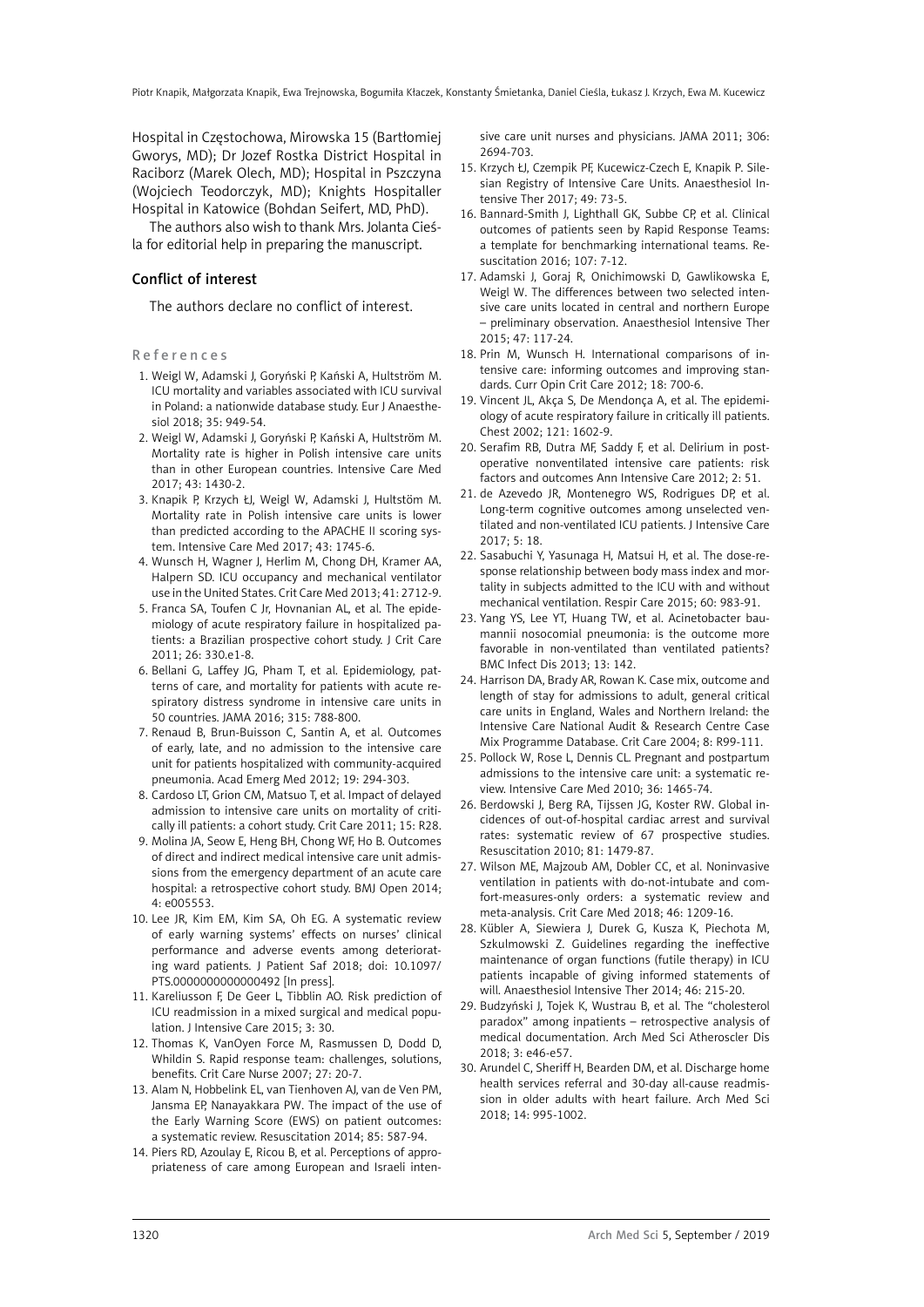Hospital in Częstochowa, Mirowska 15 (Bartłomiej Gworys, MD); Dr Jozef Rostka District Hospital in Raciborz (Marek Olech, MD); Hospital in Pszczyna (Wojciech Teodorczyk, MD); Knights Hospitaller Hospital in Katowice (Bohdan Seifert, MD, PhD).

The authors also wish to thank Mrs. Jolanta Cieśla for editorial help in preparing the manuscript.

## Conflict of interest

The authors declare no conflict of interest.

## References

1. Weigl W, Adamski J, Goryński P, Kański A, Hultström M. ICU mortality and variables associated with ICU survival in Poland: a nationwide database study. Eur J Anaesthesiol 2018; 35: 949-54.
2. Weigl W, Adamski J, Goryński P, Kański A, Hultström M. Mortality rate is higher in Polish intensive care units than in other European countries. Intensive Care Med 2017; 43: 1430-2.
3. Knapik P, Krzych ŁJ, Weigl W, Adamski J, Hultstöm M. Mortality rate in Polish intensive care units is lower than predicted according to the APACHE II scoring system. Intensive Care Med 2017; 43: 1745-6.
4. Wunsch H, Wagner J, Herlim M, Chong DH, Kramer AA, Halpern SD. ICU occupancy and mechanical ventilator use in the United States. Crit Care Med 2013; 41: 2712-9.
5. Franca SA, Toufen C Jr, Hovnanian AL, et al. The epidemiology of acute respiratory failure in hospitalized patients: a Brazilian prospective cohort study. J Crit Care 2011; 26: 330.e1-8.
6. Bellani G, Laffey JG, Pham T, et al. Epidemiology, patterns of care, and mortality for patients with acute respiratory distress syndrome in intensive care units in 50 countries. JAMA 2016; 315: 788-800.
7. Renaud B, Brun-Buisson C, Santin A, et al. Outcomes of early, late, and no admission to the intensive care unit for patients hospitalized with community-acquired pneumonia. Acad Emerg Med 2012; 19: 294-303.
8. Cardoso LT, Grion CM, Matsuo T, et al. Impact of delayed admission to intensive care units on mortality of critically ill patients: a cohort study. Crit Care 2011; 15: R28.
9. Molina JA, Seow E, Heng BH, Chong WF, Ho B. Outcomes of direct and indirect medical intensive care unit admissions from the emergency department of an acute care hospital: a retrospective cohort study. BMJ Open 2014; 4: e005553.
10. Lee JR, Kim EM, Kim SA, Oh EG. A systematic review of early warning systems' effects on nurses' clinical performance and adverse events among deteriorating ward patients. J Patient Saf 2018; doi: 10.1097/PTS.0000000000000492 [In press].
11. Kareliusson F, De Geer L, Tibblin AO. Risk prediction of ICU readmission in a mixed surgical and medical population. J Intensive Care 2015; 3: 30.
12. Thomas K, VanOyen Force M, Rasmussen D, Dodd D, Whildin S. Rapid response team: challenges, solutions, benefits. Crit Care Nurse 2007; 27: 20-7.
13. Alam N, Hobbelink EL, van Tienhoven AJ, van de Ven PM, Jansma EP, Nanayakkara PW. The impact of the use of the Early Warning Score (EWS) on patient outcomes: a systematic review. Resuscitation 2014; 85: 587-94.
14. Piers RD, Azoulay E, Ricou B, et al. Perceptions of appropriateness of care among European and Israeli intensive care unit nurses and physicians. JAMA 2011; 306: 2694-703.
15. Krzych ŁJ, Czempik PF, Kucewicz-Czech E, Knapik P. Silesian Registry of Intensive Care Units. Anaesthesiol Intensive Ther 2017; 49: 73-5.
16. Bannard-Smith J, Lighthall GK, Subbe CP, et al. Clinical outcomes of patients seen by Rapid Response Teams: a template for benchmarking international teams. Resuscitation 2016; 107: 7-12.
17. Adamski J, Goraj R, Onichimowski D, Gawlikowska E, Weigl W. The differences between two selected intensive care units located in central and northern Europe – preliminary observation. Anaesthesiol Intensive Ther 2015; 47: 117-24.
18. Prin M, Wunsch H. International comparisons of intensive care: informing outcomes and improving standards. Curr Opin Crit Care 2012; 18: 700-6.
19. Vincent JL, Akça S, De Mendonça A, et al. The epidemiology of acute respiratory failure in critically ill patients. Chest 2002; 121: 1602-9.
20. Serafim RB, Dutra MF, Saddy F, et al. Delirium in postoperative nonventilated intensive care patients: risk factors and outcomes Ann Intensive Care 2012; 2: 51.
21. de Azevedo JR, Montenegro WS, Rodrigues DP, et al. Long-term cognitive outcomes among unselected ventilated and non-ventilated ICU patients. J Intensive Care 2017; 5: 18.
22. Sasabuchi Y, Yasunaga H, Matsui H, et al. The dose-response relationship between body mass index and mortality in subjects admitted to the ICU with and without mechanical ventilation. Respir Care 2015; 60: 983-91.
23. Yang YS, Lee YT, Huang TW, et al. Acinetobacter baumannii nosocomial pneumonia: is the outcome more favorable in non-ventilated than ventilated patients? BMC Infect Dis 2013; 13: 142.
24. Harrison DA, Brady AR, Rowan K. Case mix, outcome and length of stay for admissions to adult, general critical care units in England, Wales and Northern Ireland: the Intensive Care National Audit & Research Centre Case Mix Programme Database. Crit Care 2004; 8: R99-111.
25. Pollock W, Rose L, Dennis CL. Pregnant and postpartum admissions to the intensive care unit: a systematic review. Intensive Care Med 2010; 36: 1465-74.
26. Berdowski J, Berg RA, Tijssen JG, Koster RW. Global incidences of out-of-hospital cardiac arrest and survival rates: systematic review of 67 prospective studies. Resuscitation 2010; 81: 1479-87.
27. Wilson ME, Majzoub AM, Dobler CC, et al. Noninvasive ventilation in patients with do-not-intubate and comfort-measures-only orders: a systematic review and meta-analysis. Crit Care Med 2018; 46: 1209-16.
28. Kübler A, Siewiera J, Durek G, Kusza K, Piechota M, Szkulmowski Z. Guidelines regarding the ineffective maintenance of organ functions (futile therapy) in ICU patients incapable of giving informed statements of will. Anaesthesiol Intensive Ther 2014; 46: 215-20.
29. Budzyński J, Tojek K, Wustrau B, et al. The "cholesterol paradox" among inpatients – retrospective analysis of medical documentation. Arch Med Sci Atheroscler Dis 2018; 3: e46-e57.
30. Arundel C, Sheriff H, Bearden DM, et al. Discharge home health services referral and 30-day all-cause readmission in older adults with heart failure. Arch Med Sci 2018; 14: 995-1002.